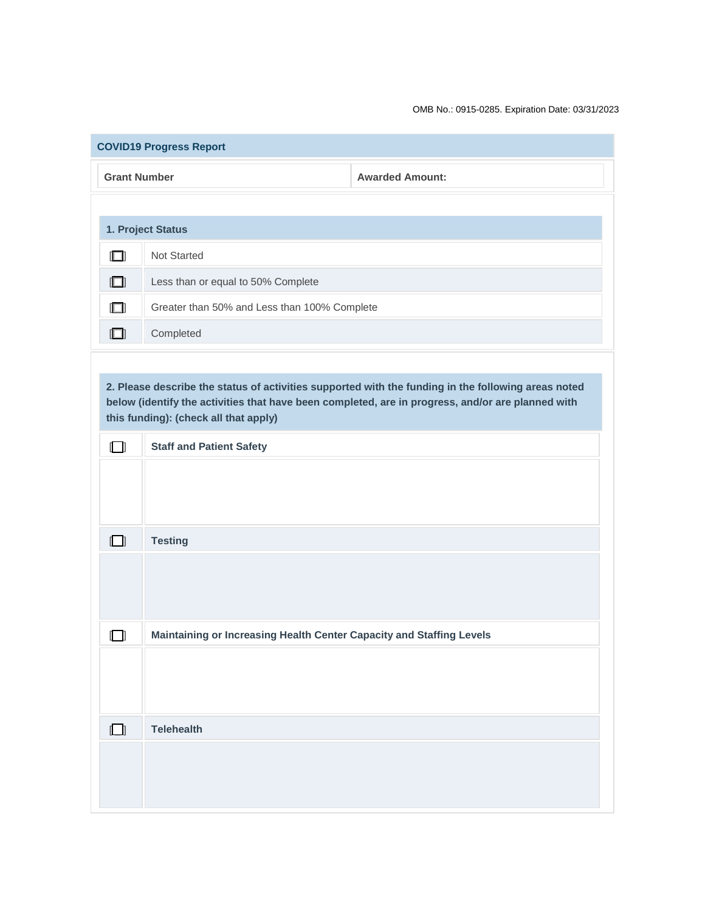OMB No.: 0915-0285. Expiration Date: 03/31/2023

## COVID19 Progress Report

| Grant Number | Awarded Amount: |
| --- | --- |

### 1. Project Status

| | |
| --- | --- |
| ☐ | Not Started |
| ☐ | Less than or equal to 50% Complete |
| ☐ | Greater than 50% and Less than 100% Complete |
| ☐ | Completed |

### 2. Please describe the status of activities supported with the funding in the following areas noted below (identify the activities that have been completed, are in progress, and/or are planned with this funding): (check all that apply)

| | |
| --- | --- |
| ☐ | **Staff and Patient Safety** |
| | |
| ☐ | **Testing** |
| | |
| ☐ | **Maintaining or Increasing Health Center Capacity and Staffing Levels** |
| | |
| ☐ | **Telehealth** |
| | |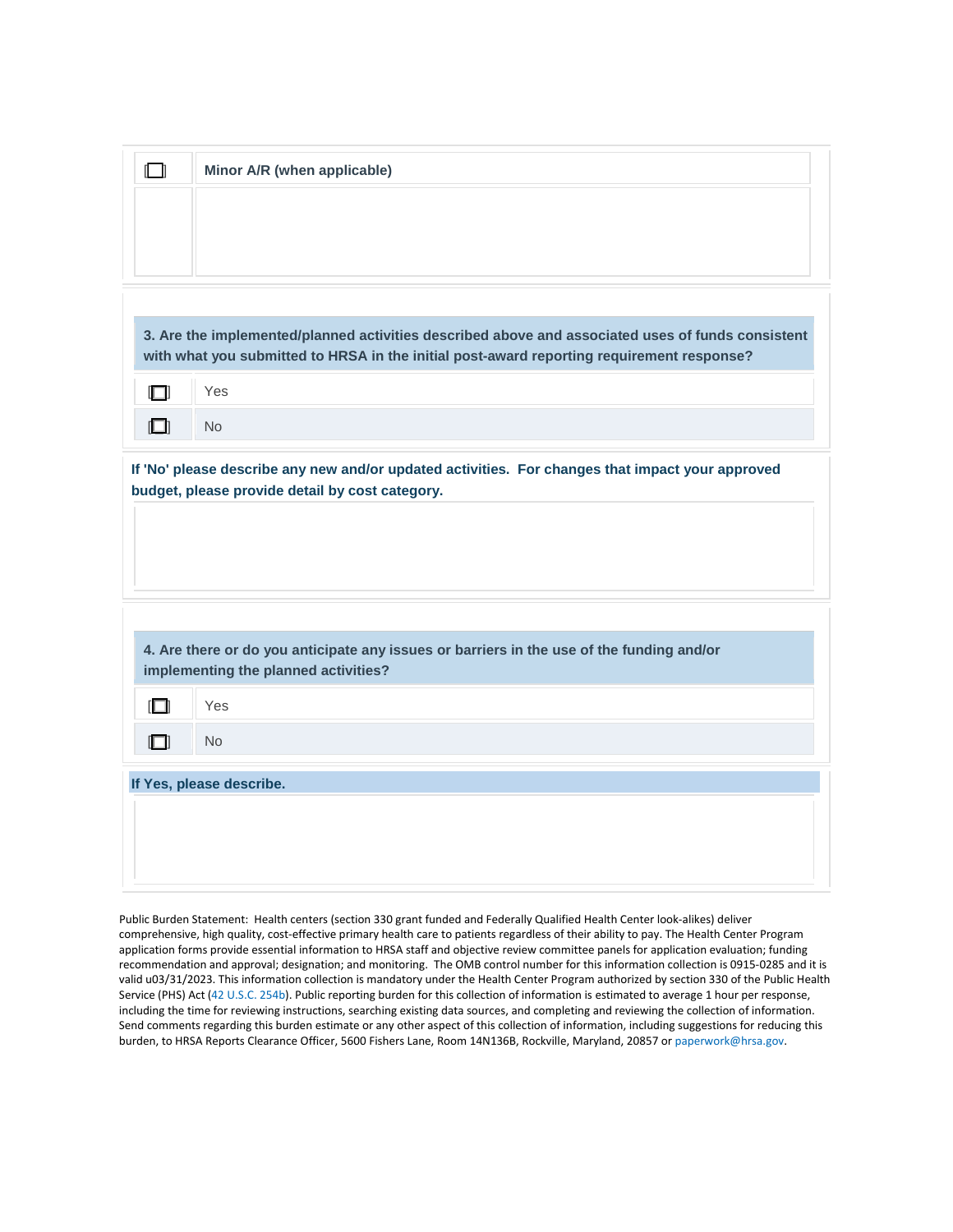| | |
|---|---|
| ☐ | **Minor A/R (when applicable)** |
| | |

**3. Are the implemented/planned activities described above and associated uses of funds consistent with what you submitted to HRSA in the initial post-award reporting requirement response?**

| | |
|---|---|
| ☐ | Yes |
| ☐ | No |

**If 'No' please describe any new and/or updated activities. For changes that impact your approved budget, please provide detail by cost category.**

**4. Are there or do you anticipate any issues or barriers in the use of the funding and/or implementing the planned activities?**

| | |
|---|---|
| ☐ | Yes |
| ☐ | No |

**If Yes, please describe.**

Public Burden Statement: Health centers (section 330 grant funded and Federally Qualified Health Center look-alikes) deliver comprehensive, high quality, cost-effective primary health care to patients regardless of their ability to pay. The Health Center Program application forms provide essential information to HRSA staff and objective review committee panels for application evaluation; funding recommendation and approval; designation; and monitoring. The OMB control number for this information collection is 0915-0285 and it is valid u03/31/2023. This information collection is mandatory under the Health Center Program authorized by section 330 of the Public Health Service (PHS) Act (42 U.S.C. 254b). Public reporting burden for this collection of information is estimated to average 1 hour per response, including the time for reviewing instructions, searching existing data sources, and completing and reviewing the collection of information. Send comments regarding this burden estimate or any other aspect of this collection of information, including suggestions for reducing this burden, to HRSA Reports Clearance Officer, 5600 Fishers Lane, Room 14N136B, Rockville, Maryland, 20857 or paperwork@hrsa.gov.